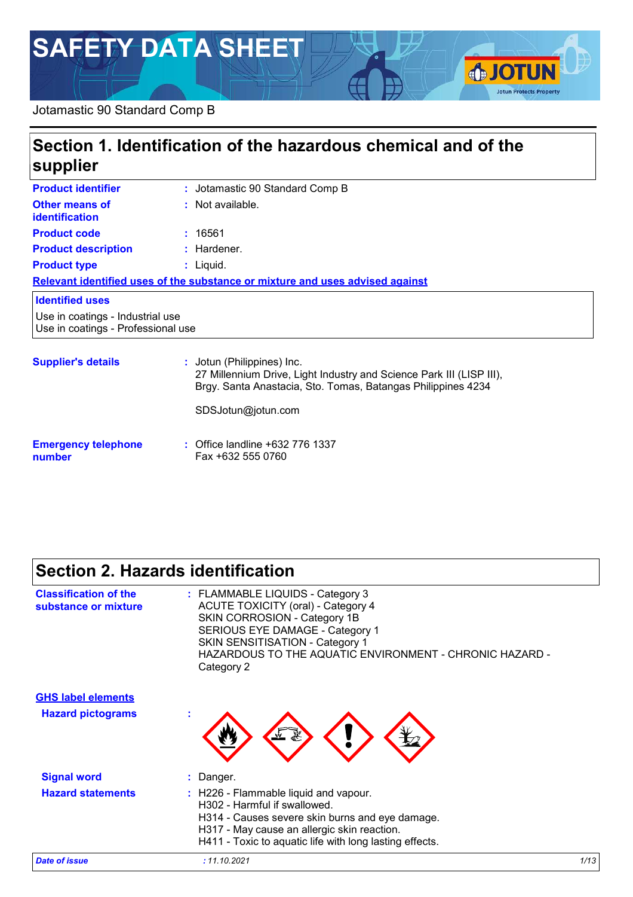# SAFETY DATA SHEET

Jotamastic 90 Standard Comp B

## Section 1. Identification of the hazardous chemical and of the supplier

**Product identifier** : Jotamastic 90 Standard Comp B

**Other means of identification** : Not available.

**Product code** : 16561

**Product description** : Hardener.

**Product type** : Liquid.

**Relevant identified uses of the substance or mixture and uses advised against**

**Identified uses**

Use in coatings - Industrial use
Use in coatings - Professional use

**Supplier's details** : Jotun (Philippines) Inc.
27 Millennium Drive, Light Industry and Science Park III (LISP III),
Brgy. Santa Anastacia, Sto. Tomas, Batangas Philippines 4234

SDSJotun@jotun.com

**Emergency telephone number** : Office landline +632 776 1337
Fax +632 555 0760

## Section 2. Hazards identification

**Classification of the substance or mixture** : FLAMMABLE LIQUIDS - Category 3
ACUTE TOXICITY (oral) - Category 4
SKIN CORROSION - Category 1B
SERIOUS EYE DAMAGE - Category 1
SKIN SENSITISATION - Category 1
HAZARDOUS TO THE AQUATIC ENVIRONMENT - CHRONIC HAZARD - Category 2

**GHS label elements**

**Hazard pictograms** :

**Signal word** : Danger.

**Hazard statements** : H226 - Flammable liquid and vapour.
H302 - Harmful if swallowed.
H314 - Causes severe skin burns and eye damage.
H317 - May cause an allergic skin reaction.
H411 - Toxic to aquatic life with long lasting effects.

*Date of issue* : 11.10.2021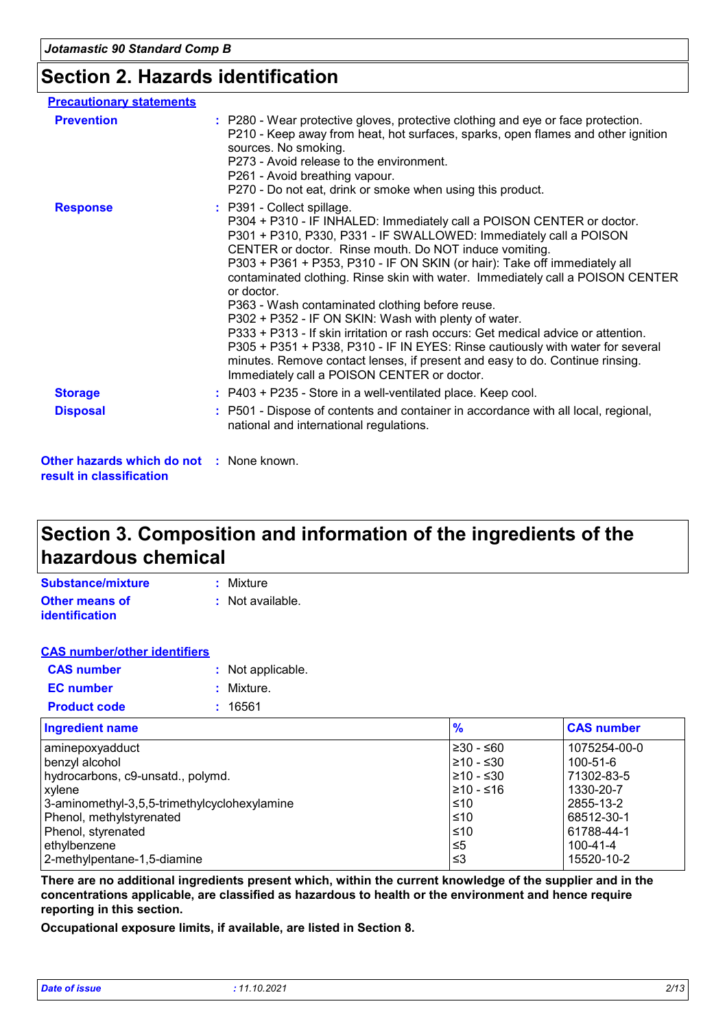## Section 2. Hazards identification

### Precautionary statements

**Prevention** : P280 - Wear protective gloves, protective clothing and eye or face protection.
P210 - Keep away from heat, hot surfaces, sparks, open flames and other ignition sources. No smoking.
P273 - Avoid release to the environment.
P261 - Avoid breathing vapour.
P270 - Do not eat, drink or smoke when using this product.

**Response** : P391 - Collect spillage.
P304 + P310 - IF INHALED: Immediately call a POISON CENTER or doctor.
P301 + P310, P330, P331 - IF SWALLOWED: Immediately call a POISON CENTER or doctor. Rinse mouth. Do NOT induce vomiting.
P303 + P361 + P353, P310 - IF ON SKIN (or hair): Take off immediately all contaminated clothing. Rinse skin with water. Immediately call a POISON CENTER or doctor.
P363 - Wash contaminated clothing before reuse.
P302 + P352 - IF ON SKIN: Wash with plenty of water.
P333 + P313 - If skin irritation or rash occurs: Get medical advice or attention.
P305 + P351 + P338, P310 - IF IN EYES: Rinse cautiously with water for several minutes. Remove contact lenses, if present and easy to do. Continue rinsing. Immediately call a POISON CENTER or doctor.

**Storage** : P403 + P235 - Store in a well-ventilated place. Keep cool.

**Disposal** : P501 - Dispose of contents and container in accordance with all local, regional, national and international regulations.

**Other hazards which do not result in classification** : None known.

## Section 3. Composition and information of the ingredients of the hazardous chemical

**Substance/mixture** : Mixture

**Other means of identification** : Not available.

### CAS number/other identifiers

**CAS number** : Not applicable.

**EC number** : Mixture.

**Product code** : 16561

| Ingredient name | % | CAS number |
|---|---|---|
| aminepoxyadduct | ≥30 - ≤60 | 1075254-00-0 |
| benzyl alcohol | ≥10 - ≤30 | 100-51-6 |
| hydrocarbons, c9-unsatd., polymd. | ≥10 - ≤30 | 71302-83-5 |
| xylene | ≥10 - ≤16 | 1330-20-7 |
| 3-aminomethyl-3,5,5-trimethylcyclohexylamine | ≤10 | 2855-13-2 |
| Phenol, methylstyrenated | ≤10 | 68512-30-1 |
| Phenol, styrenated | ≤10 | 61788-44-1 |
| ethylbenzene | ≤5 | 100-41-4 |
| 2-methylpentane-1,5-diamine | ≤3 | 15520-10-2 |

**There are no additional ingredients present which, within the current knowledge of the supplier and in the concentrations applicable, are classified as hazardous to health or the environment and hence require reporting in this section.**

**Occupational exposure limits, if available, are listed in Section 8.**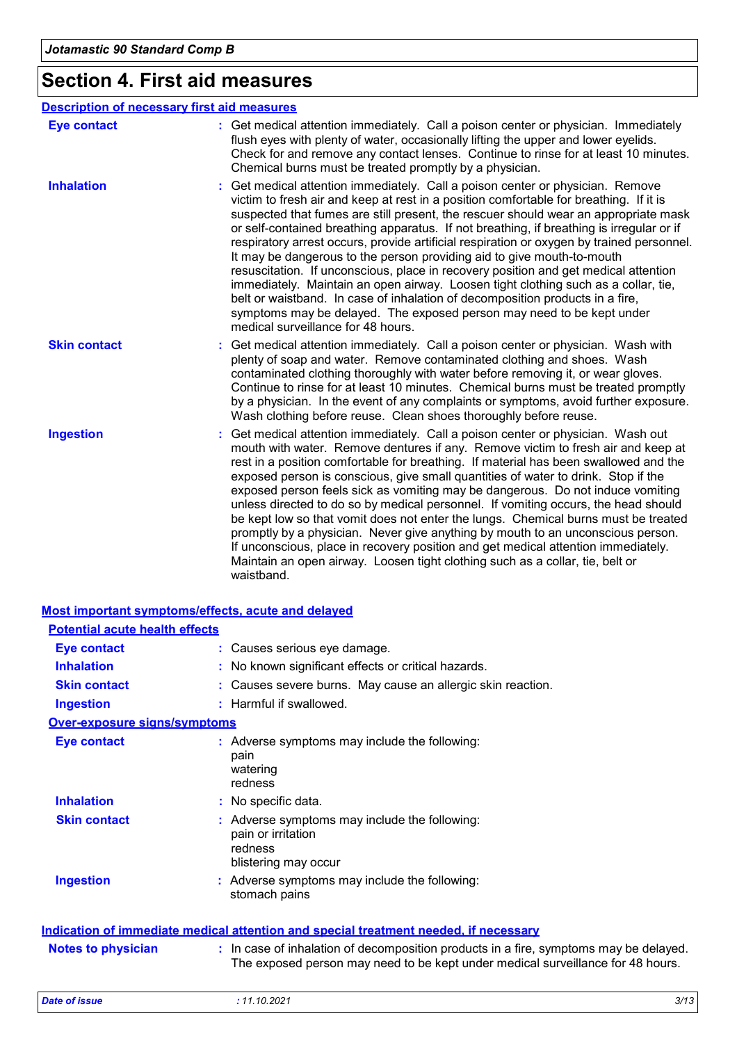# Section 4. First aid measures

## Description of necessary first aid measures

**Eye contact** : Get medical attention immediately. Call a poison center or physician. Immediately flush eyes with plenty of water, occasionally lifting the upper and lower eyelids. Check for and remove any contact lenses. Continue to rinse for at least 10 minutes. Chemical burns must be treated promptly by a physician.

**Inhalation** : Get medical attention immediately. Call a poison center or physician. Remove victim to fresh air and keep at rest in a position comfortable for breathing. If it is suspected that fumes are still present, the rescuer should wear an appropriate mask or self-contained breathing apparatus. If not breathing, if breathing is irregular or if respiratory arrest occurs, provide artificial respiration or oxygen by trained personnel. It may be dangerous to the person providing aid to give mouth-to-mouth resuscitation. If unconscious, place in recovery position and get medical attention immediately. Maintain an open airway. Loosen tight clothing such as a collar, tie, belt or waistband. In case of inhalation of decomposition products in a fire, symptoms may be delayed. The exposed person may need to be kept under medical surveillance for 48 hours.

**Skin contact** : Get medical attention immediately. Call a poison center or physician. Wash with plenty of soap and water. Remove contaminated clothing and shoes. Wash contaminated clothing thoroughly with water before removing it, or wear gloves. Continue to rinse for at least 10 minutes. Chemical burns must be treated promptly by a physician. In the event of any complaints or symptoms, avoid further exposure. Wash clothing before reuse. Clean shoes thoroughly before reuse.

**Ingestion** : Get medical attention immediately. Call a poison center or physician. Wash out mouth with water. Remove dentures if any. Remove victim to fresh air and keep at rest in a position comfortable for breathing. If material has been swallowed and the exposed person is conscious, give small quantities of water to drink. Stop if the exposed person feels sick as vomiting may be dangerous. Do not induce vomiting unless directed to do so by medical personnel. If vomiting occurs, the head should be kept low so that vomit does not enter the lungs. Chemical burns must be treated promptly by a physician. Never give anything by mouth to an unconscious person. If unconscious, place in recovery position and get medical attention immediately. Maintain an open airway. Loosen tight clothing such as a collar, tie, belt or waistband.

## Most important symptoms/effects, acute and delayed

### Potential acute health effects

**Eye contact** : Causes serious eye damage.

**Inhalation** : No known significant effects or critical hazards.

**Skin contact** : Causes severe burns. May cause an allergic skin reaction.

**Ingestion** : Harmful if swallowed.

### Over-exposure signs/symptoms

**Eye contact** : Adverse symptoms may include the following:
pain
watering
redness

**Inhalation** : No specific data.

**Skin contact** : Adverse symptoms may include the following:
pain or irritation
redness
blistering may occur

**Ingestion** : Adverse symptoms may include the following:
stomach pains

## Indication of immediate medical attention and special treatment needed, if necessary

**Notes to physician** : In case of inhalation of decomposition products in a fire, symptoms may be delayed. The exposed person may need to be kept under medical surveillance for 48 hours.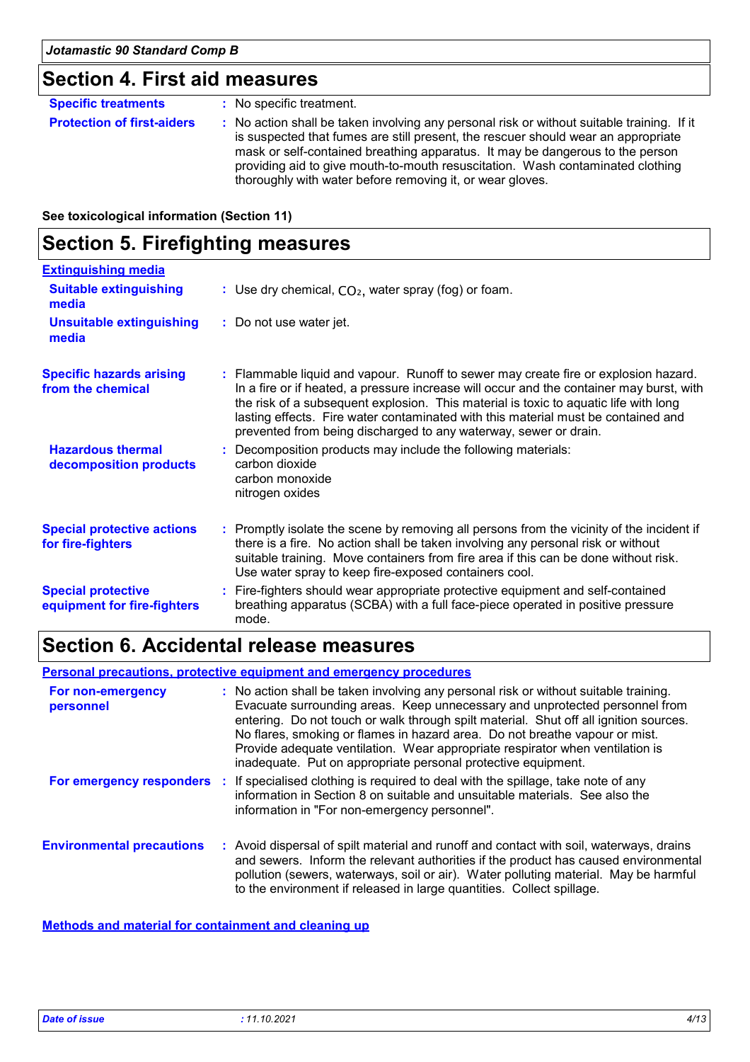## Section 4. First aid measures

**Specific treatments** : No specific treatment.

**Protection of first-aiders** : No action shall be taken involving any personal risk or without suitable training. If it is suspected that fumes are still present, the rescuer should wear an appropriate mask or self-contained breathing apparatus. It may be dangerous to the person providing aid to give mouth-to-mouth resuscitation. Wash contaminated clothing thoroughly with water before removing it, or wear gloves.

**See toxicological information (Section 11)**

## Section 5. Firefighting measures

**Extinguishing media**

**Suitable extinguishing media** : Use dry chemical, $CO_2$, water spray (fog) or foam.

**Unsuitable extinguishing media** : Do not use water jet.

**Specific hazards arising from the chemical** : Flammable liquid and vapour. Runoff to sewer may create fire or explosion hazard. In a fire or if heated, a pressure increase will occur and the container may burst, with the risk of a subsequent explosion. This material is toxic to aquatic life with long lasting effects. Fire water contaminated with this material must be contained and prevented from being discharged to any waterway, sewer or drain.

**Hazardous thermal decomposition products** : Decomposition products may include the following materials:
carbon dioxide
carbon monoxide
nitrogen oxides

**Special protective actions for fire-fighters** : Promptly isolate the scene by removing all persons from the vicinity of the incident if there is a fire. No action shall be taken involving any personal risk or without suitable training. Move containers from fire area if this can be done without risk. Use water spray to keep fire-exposed containers cool.

**Special protective equipment for fire-fighters** : Fire-fighters should wear appropriate protective equipment and self-contained breathing apparatus (SCBA) with a full face-piece operated in positive pressure mode.

## Section 6. Accidental release measures

**Personal precautions, protective equipment and emergency procedures**

**For non-emergency personnel** : No action shall be taken involving any personal risk or without suitable training. Evacuate surrounding areas. Keep unnecessary and unprotected personnel from entering. Do not touch or walk through spilt material. Shut off all ignition sources. No flares, smoking or flames in hazard area. Do not breathe vapour or mist. Provide adequate ventilation. Wear appropriate respirator when ventilation is inadequate. Put on appropriate personal protective equipment.

**For emergency responders** : If specialised clothing is required to deal with the spillage, take note of any information in Section 8 on suitable and unsuitable materials. See also the information in "For non-emergency personnel".

**Environmental precautions** : Avoid dispersal of spilt material and runoff and contact with soil, waterways, drains and sewers. Inform the relevant authorities if the product has caused environmental pollution (sewers, waterways, soil or air). Water polluting material. May be harmful to the environment if released in large quantities. Collect spillage.

**Methods and material for containment and cleaning up**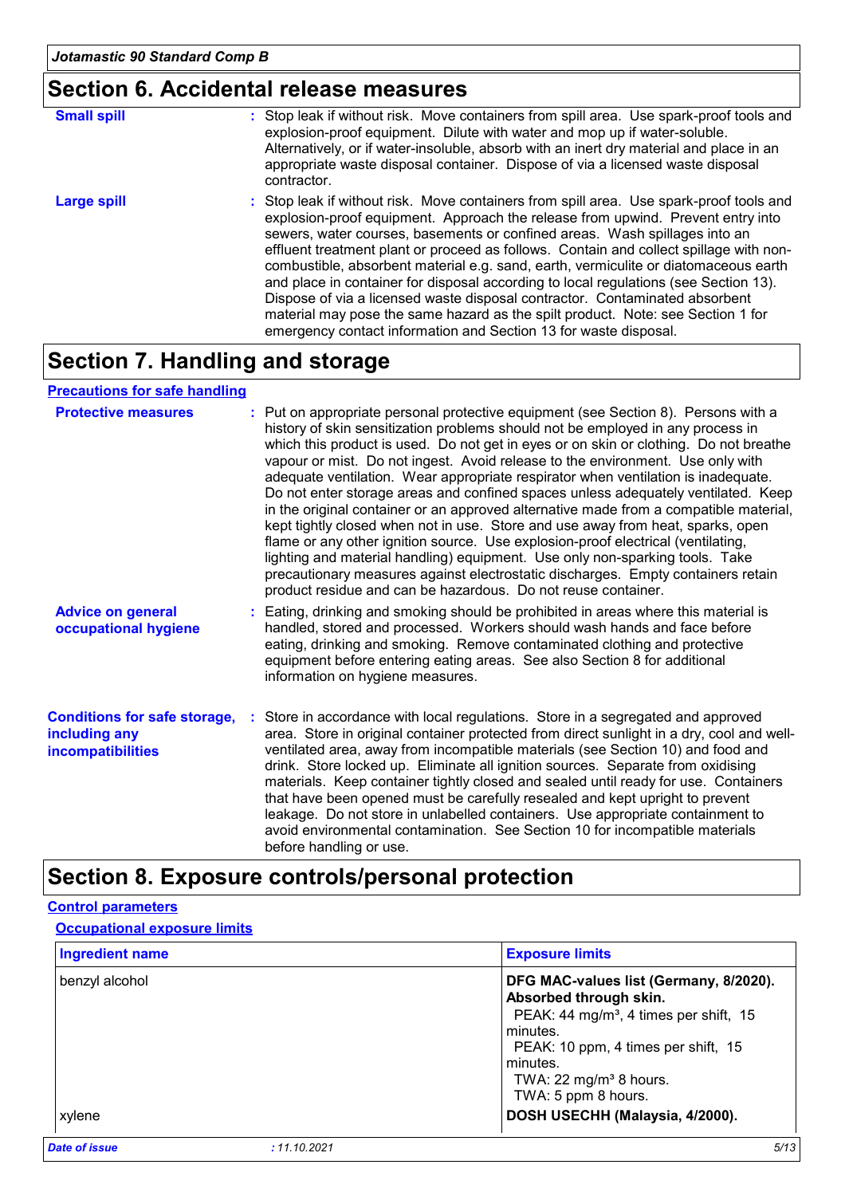## Section 6. Accidental release measures

**Small spill** : Stop leak if without risk. Move containers from spill area. Use spark-proof tools and explosion-proof equipment. Dilute with water and mop up if water-soluble. Alternatively, or if water-insoluble, absorb with an inert dry material and place in an appropriate waste disposal container. Dispose of via a licensed waste disposal contractor.

**Large spill** : Stop leak if without risk. Move containers from spill area. Use spark-proof tools and explosion-proof equipment. Approach the release from upwind. Prevent entry into sewers, water courses, basements or confined areas. Wash spillages into an effluent treatment plant or proceed as follows. Contain and collect spillage with non-combustible, absorbent material e.g. sand, earth, vermiculite or diatomaceous earth and place in container for disposal according to local regulations (see Section 13). Dispose of via a licensed waste disposal contractor. Contaminated absorbent material may pose the same hazard as the spilt product. Note: see Section 1 for emergency contact information and Section 13 for waste disposal.

## Section 7. Handling and storage

### Precautions for safe handling

**Protective measures** : Put on appropriate personal protective equipment (see Section 8). Persons with a history of skin sensitization problems should not be employed in any process in which this product is used. Do not get in eyes or on skin or clothing. Do not breathe vapour or mist. Do not ingest. Avoid release to the environment. Use only with adequate ventilation. Wear appropriate respirator when ventilation is inadequate. Do not enter storage areas and confined spaces unless adequately ventilated. Keep in the original container or an approved alternative made from a compatible material, kept tightly closed when not in use. Store and use away from heat, sparks, open flame or any other ignition source. Use explosion-proof electrical (ventilating, lighting and material handling) equipment. Use only non-sparking tools. Take precautionary measures against electrostatic discharges. Empty containers retain product residue and can be hazardous. Do not reuse container.

**Advice on general occupational hygiene** : Eating, drinking and smoking should be prohibited in areas where this material is handled, stored and processed. Workers should wash hands and face before eating, drinking and smoking. Remove contaminated clothing and protective equipment before entering eating areas. See also Section 8 for additional information on hygiene measures.

**Conditions for safe storage, including any incompatibilities** : Store in accordance with local regulations. Store in a segregated and approved area. Store in original container protected from direct sunlight in a dry, cool and well-ventilated area, away from incompatible materials (see Section 10) and food and drink. Store locked up. Eliminate all ignition sources. Separate from oxidising materials. Keep container tightly closed and sealed until ready for use. Containers that have been opened must be carefully resealed and kept upright to prevent leakage. Do not store in unlabelled containers. Use appropriate containment to avoid environmental contamination. See Section 10 for incompatible materials before handling or use.

## Section 8. Exposure controls/personal protection

### Control parameters

#### Occupational exposure limits

| Ingredient name | Exposure limits |
|---|---|
| benzyl alcohol | **DFG MAC-values list (Germany, 8/2020). Absorbed through skin.**<br>PEAK: 44 mg/m³, 4 times per shift, 15 minutes.<br>PEAK: 10 ppm, 4 times per shift, 15 minutes.<br>TWA: 22 mg/m³ 8 hours.<br>TWA: 5 ppm 8 hours. |
| xylene | **DOSH USECHH (Malaysia, 4/2000).** |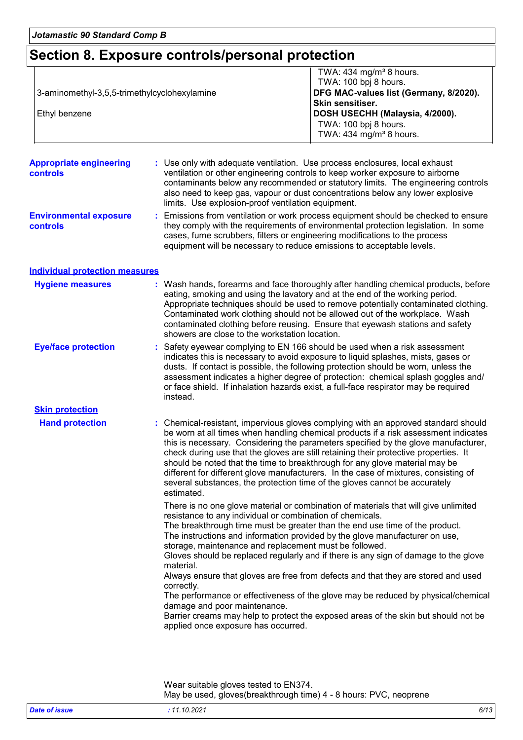# Section 8. Exposure controls/personal protection

| | |
|---|---|
| | TWA: 434 mg/m³ 8 hours.<br>TWA: 100 bpj 8 hours. |
| 3-aminomethyl-3,5,5-trimethylcyclohexylamine | **DFG MAC-values list (Germany, 8/2020).**<br>**Skin sensitiser.** |
| Ethyl benzene | **DOSH USECHH (Malaysia, 4/2000).**<br>TWA: 100 bpj 8 hours.<br>TWA: 434 mg/m³ 8 hours. |

**Appropriate engineering controls** : Use only with adequate ventilation. Use process enclosures, local exhaust ventilation or other engineering controls to keep worker exposure to airborne contaminants below any recommended or statutory limits. The engineering controls also need to keep gas, vapour or dust concentrations below any lower explosive limits. Use explosion-proof ventilation equipment.

**Environmental exposure controls** : Emissions from ventilation or work process equipment should be checked to ensure they comply with the requirements of environmental protection legislation. In some cases, fume scrubbers, filters or engineering modifications to the process equipment will be necessary to reduce emissions to acceptable levels.

## Individual protection measures

**Hygiene measures** : Wash hands, forearms and face thoroughly after handling chemical products, before eating, smoking and using the lavatory and at the end of the working period. Appropriate techniques should be used to remove potentially contaminated clothing. Contaminated work clothing should not be allowed out of the workplace. Wash contaminated clothing before reusing. Ensure that eyewash stations and safety showers are close to the workstation location.

**Eye/face protection** : Safety eyewear complying to EN 166 should be used when a risk assessment indicates this is necessary to avoid exposure to liquid splashes, mists, gases or dusts. If contact is possible, the following protection should be worn, unless the assessment indicates a higher degree of protection: chemical splash goggles and/ or face shield. If inhalation hazards exist, a full-face respirator may be required instead.

### Skin protection

**Hand protection** : Chemical-resistant, impervious gloves complying with an approved standard should be worn at all times when handling chemical products if a risk assessment indicates this is necessary. Considering the parameters specified by the glove manufacturer, check during use that the gloves are still retaining their protective properties. It should be noted that the time to breakthrough for any glove material may be different for different glove manufacturers. In the case of mixtures, consisting of several substances, the protection time of the gloves cannot be accurately estimated.

There is no one glove material or combination of materials that will give unlimited resistance to any individual or combination of chemicals.
The breakthrough time must be greater than the end use time of the product.
The instructions and information provided by the glove manufacturer on use, storage, maintenance and replacement must be followed.
Gloves should be replaced regularly and if there is any sign of damage to the glove material.
Always ensure that gloves are free from defects and that they are stored and used correctly.
The performance or effectiveness of the glove may be reduced by physical/chemical damage and poor maintenance.
Barrier creams may help to protect the exposed areas of the skin but should not be applied once exposure has occurred.

Wear suitable gloves tested to EN374.
May be used, gloves(breakthrough time) 4 - 8 hours: PVC, neoprene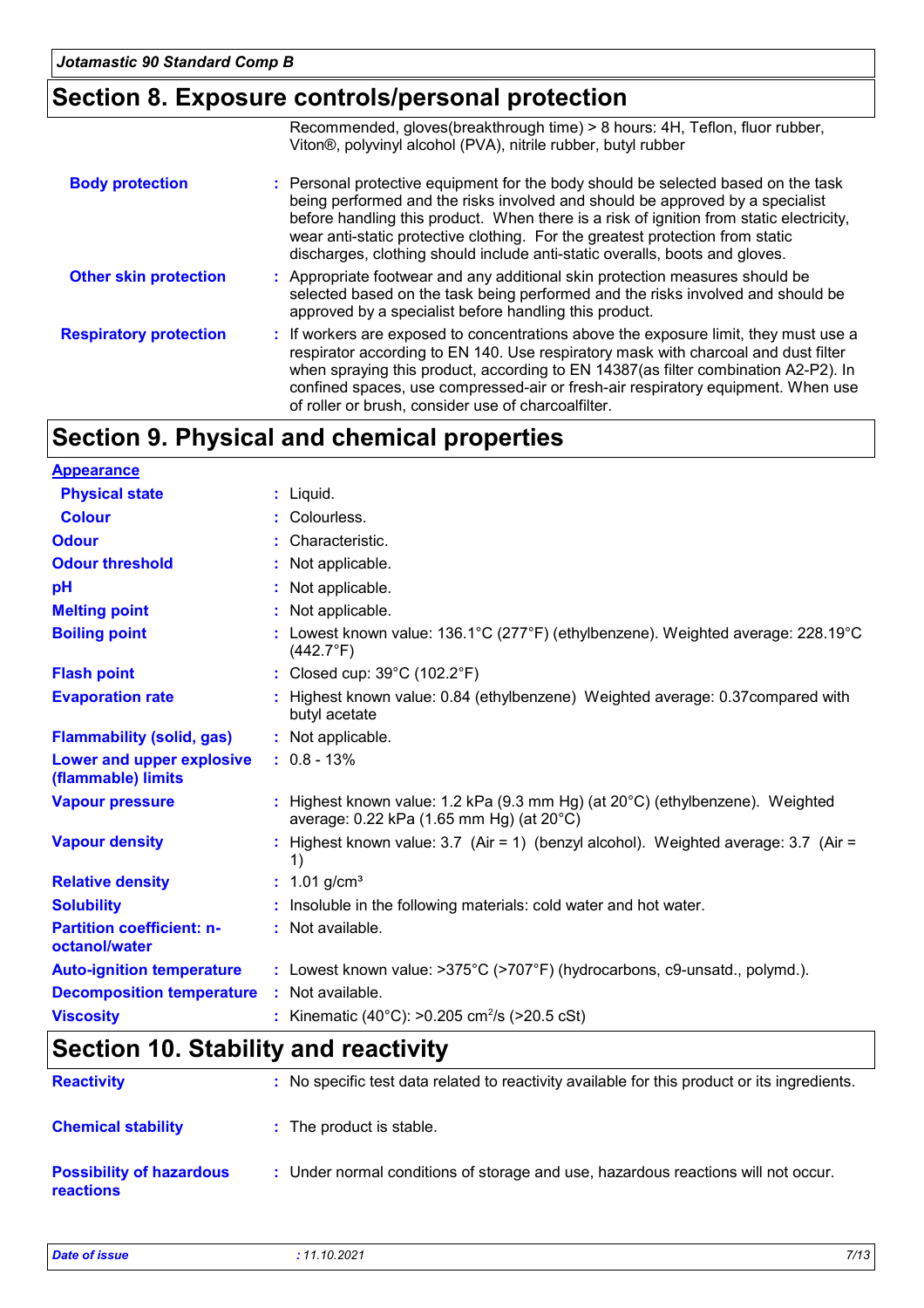## Section 8. Exposure controls/personal protection

Recommended, gloves(breakthrough time) > 8 hours: 4H, Teflon, fluor rubber, Viton®, polyvinyl alcohol (PVA), nitrile rubber, butyl rubber

| | |
|---|---|
| **Body protection** | : Personal protective equipment for the body should be selected based on the task being performed and the risks involved and should be approved by a specialist before handling this product. When there is a risk of ignition from static electricity, wear anti-static protective clothing. For the greatest protection from static discharges, clothing should include anti-static overalls, boots and gloves. |
| **Other skin protection** | : Appropriate footwear and any additional skin protection measures should be selected based on the task being performed and the risks involved and should be approved by a specialist before handling this product. |
| **Respiratory protection** | : If workers are exposed to concentrations above the exposure limit, they must use a respirator according to EN 140. Use respiratory mask with charcoal and dust filter when spraying this product, according to EN 14387(as filter combination A2-P2). In confined spaces, use compressed-air or fresh-air respiratory equipment. When use of roller or brush, consider use of charcoalfilter. |

## Section 9. Physical and chemical properties

**Appearance**

| | |
|---|---|
| **Physical state** | : Liquid. |
| **Colour** | : Colourless. |
| **Odour** | : Characteristic. |
| **Odour threshold** | : Not applicable. |
| **pH** | : Not applicable. |
| **Melting point** | : Not applicable. |
| **Boiling point** | : Lowest known value: 136.1°C (277°F) (ethylbenzene). Weighted average: 228.19°C (442.7°F) |
| **Flash point** | : Closed cup: 39°C (102.2°F) |
| **Evaporation rate** | : Highest known value: 0.84 (ethylbenzene) Weighted average: 0.37compared with butyl acetate |
| **Flammability (solid, gas)** | : Not applicable. |
| **Lower and upper explosive (flammable) limits** | : 0.8 - 13% |
| **Vapour pressure** | : Highest known value: 1.2 kPa (9.3 mm Hg) (at 20°C) (ethylbenzene). Weighted average: 0.22 kPa (1.65 mm Hg) (at 20°C) |
| **Vapour density** | : Highest known value: 3.7 (Air = 1) (benzyl alcohol). Weighted average: 3.7 (Air = 1) |
| **Relative density** | : 1.01 g/cm³ |
| **Solubility** | : Insoluble in the following materials: cold water and hot water. |
| **Partition coefficient: n-octanol/water** | : Not available. |
| **Auto-ignition temperature** | : Lowest known value: >375°C (>707°F) (hydrocarbons, c9-unsatd., polymd.). |
| **Decomposition temperature** | : Not available. |
| **Viscosity** | : Kinematic (40°C): >0.205 $cm^2$/s (>20.5 cSt) |

## Section 10. Stability and reactivity

| | |
|---|---|
| **Reactivity** | : No specific test data related to reactivity available for this product or its ingredients. |
| **Chemical stability** | : The product is stable. |
| **Possibility of hazardous reactions** | : Under normal conditions of storage and use, hazardous reactions will not occur. |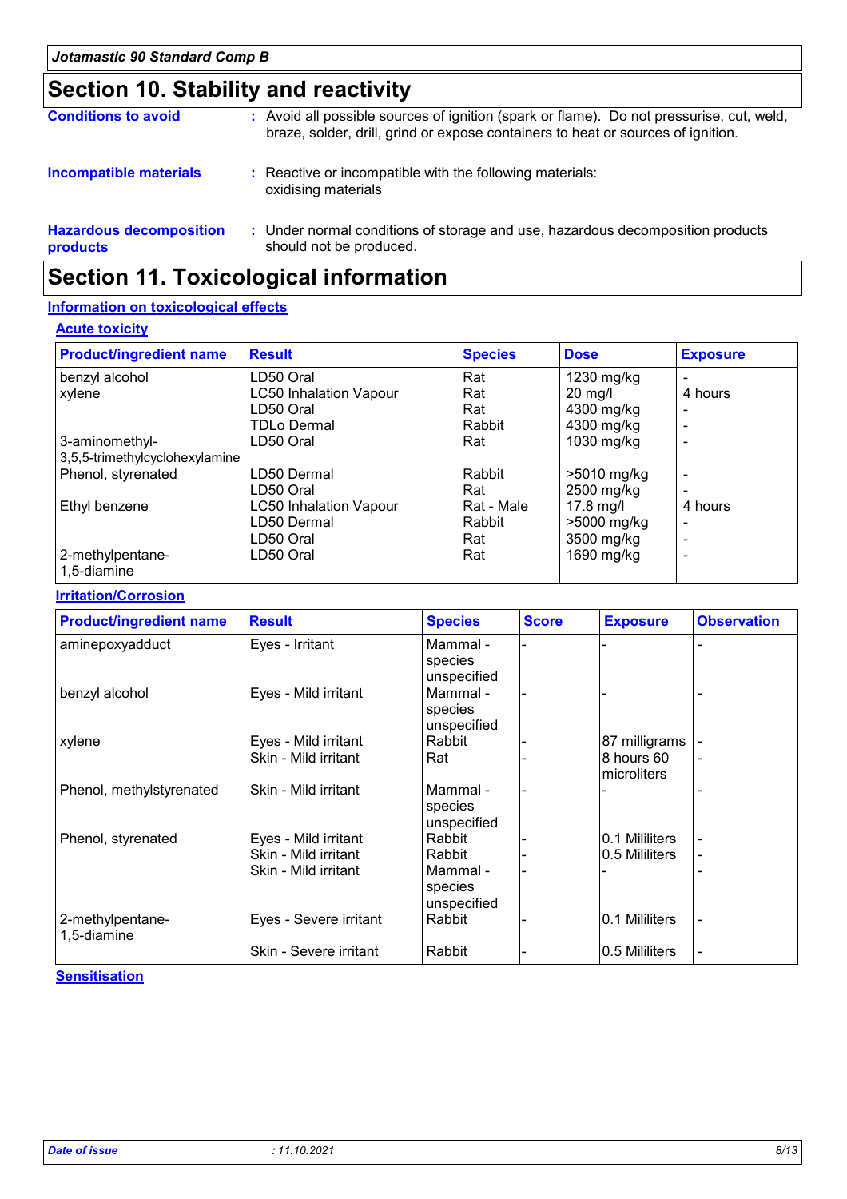## Section 10. Stability and reactivity

**Conditions to avoid** : Avoid all possible sources of ignition (spark or flame). Do not pressurise, cut, weld, braze, solder, drill, grind or expose containers to heat or sources of ignition.

**Incompatible materials** : Reactive or incompatible with the following materials: oxidising materials

**Hazardous decomposition products** : Under normal conditions of storage and use, hazardous decomposition products should not be produced.

## Section 11. Toxicological information

### Information on toxicological effects

#### Acute toxicity

| Product/ingredient name | Result | Species | Dose | Exposure |
|---|---|---|---|---|
| benzyl alcohol | LD50 Oral | Rat | 1230 mg/kg | - |
| xylene | LC50 Inhalation Vapour | Rat | 20 mg/l | 4 hours |
| | LD50 Oral | Rat | 4300 mg/kg | - |
| | TDLo Dermal | Rabbit | 4300 mg/kg | - |
| 3-aminomethyl-3,5,5-trimethylcyclohexylamine | LD50 Oral | Rat | 1030 mg/kg | - |
| Phenol, styrenated | LD50 Dermal | Rabbit | >5010 mg/kg | - |
| | LD50 Oral | Rat | 2500 mg/kg | - |
| Ethyl benzene | LC50 Inhalation Vapour | Rat - Male | 17.8 mg/l | 4 hours |
| | LD50 Dermal | Rabbit | >5000 mg/kg | - |
| | LD50 Oral | Rat | 3500 mg/kg | - |
| 2-methylpentane-1,5-diamine | LD50 Oral | Rat | 1690 mg/kg | - |

#### Irritation/Corrosion

| Product/ingredient name | Result | Species | Score | Exposure | Observation |
|---|---|---|---|---|---|
| aminepoxyadduct | Eyes - Irritant | Mammal - species unspecified | - | - | - |
| benzyl alcohol | Eyes - Mild irritant | Mammal - species unspecified | - | - | - |
| xylene | Eyes - Mild irritant | Rabbit | - | 87 milligrams | - |
| | Skin - Mild irritant | Rat | - | 8 hours 60 microliters | - |
| Phenol, methylstyrenated | Skin - Mild irritant | Mammal - species unspecified | - | - | - |
| Phenol, styrenated | Eyes - Mild irritant | Rabbit | - | 0.1 Mililiters | - |
| | Skin - Mild irritant | Rabbit | - | 0.5 Mililiters | - |
| | Skin - Mild irritant | Mammal - species unspecified | - | - | - |
| 2-methylpentane-1,5-diamine | Eyes - Severe irritant | Rabbit | - | 0.1 Mililiters | - |
| | Skin - Severe irritant | Rabbit | - | 0.5 Mililiters | - |

#### Sensitisation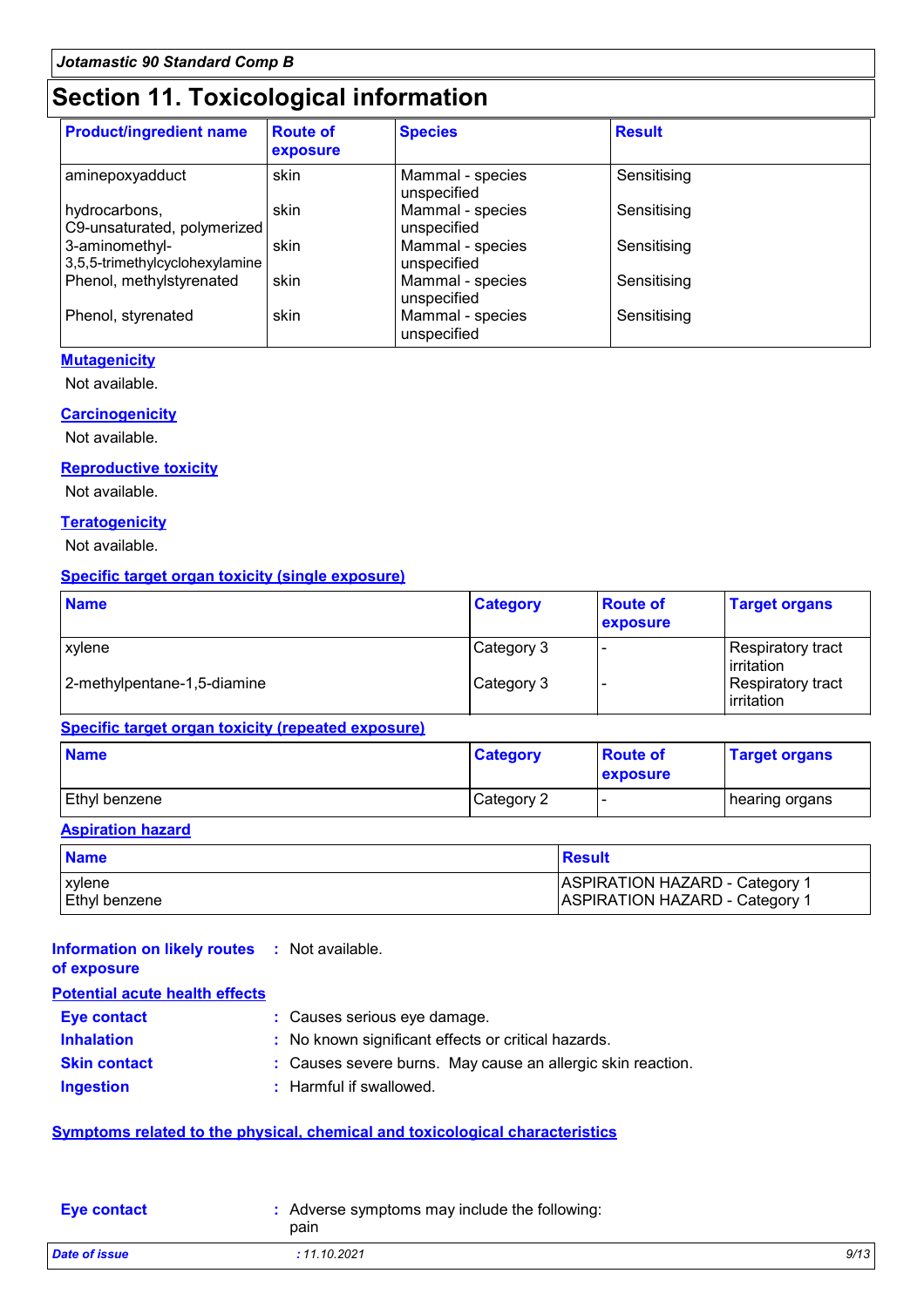## Section 11. Toxicological information

| Product/ingredient name | Route of exposure | Species | Result |
|---|---|---|---|
| aminepoxyadduct | skin | Mammal - species unspecified | Sensitising |
| hydrocarbons, C9-unsaturated, polymerized | skin | Mammal - species unspecified | Sensitising |
| 3-aminomethyl-3,5,5-trimethylcyclohexylamine | skin | Mammal - species unspecified | Sensitising |
| Phenol, methylstyrenated | skin | Mammal - species unspecified | Sensitising |
| Phenol, styrenated | skin | Mammal - species unspecified | Sensitising |

### Mutagenicity

Not available.

### Carcinogenicity

Not available.

### Reproductive toxicity

Not available.

### Teratogenicity

Not available.

### Specific target organ toxicity (single exposure)

| Name | Category | Route of exposure | Target organs |
|---|---|---|---|
| xylene | Category 3 | - | Respiratory tract irritation |
| 2-methylpentane-1,5-diamine | Category 3 | - | Respiratory tract irritation |

### Specific target organ toxicity (repeated exposure)

| Name | Category | Route of exposure | Target organs |
|---|---|---|---|
| Ethyl benzene | Category 2 | - | hearing organs |

### Aspiration hazard

| Name | Result |
|---|---|
| xylene | ASPIRATION HAZARD - Category 1 |
| Ethyl benzene | ASPIRATION HAZARD - Category 1 |

**Information on likely routes of exposure** : Not available.

### Potential acute health effects

**Eye contact** : Causes serious eye damage.

**Inhalation** : No known significant effects or critical hazards.

**Skin contact** : Causes severe burns. May cause an allergic skin reaction.

**Ingestion** : Harmful if swallowed.

### Symptoms related to the physical, chemical and toxicological characteristics

**Eye contact** : Adverse symptoms may include the following:
pain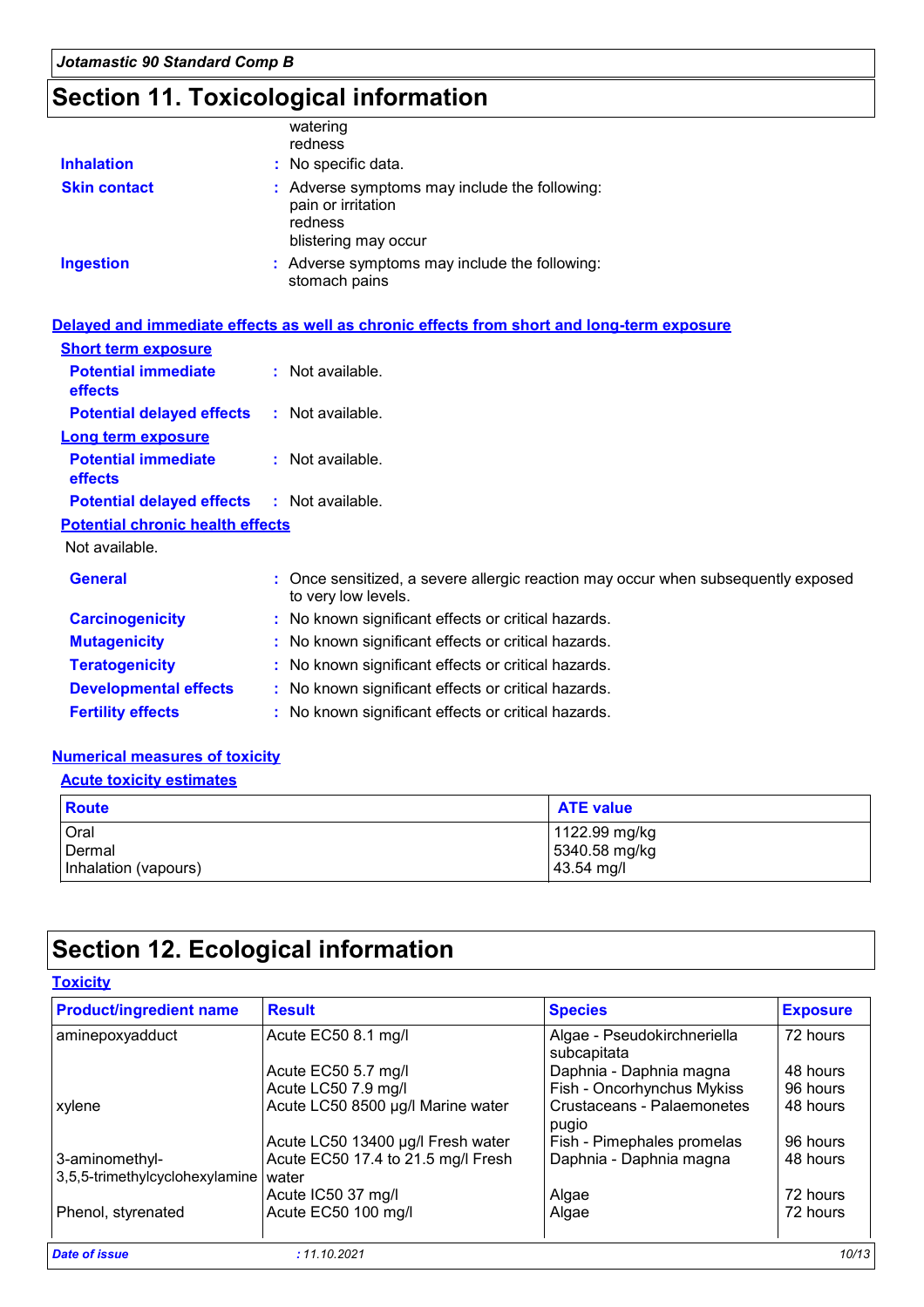# Section 11. Toxicological information

watering
redness

**Inhalation** : No specific data.

**Skin contact** : Adverse symptoms may include the following:
pain or irritation
redness
blistering may occur

**Ingestion** : Adverse symptoms may include the following:
stomach pains

## Delayed and immediate effects as well as chronic effects from short and long-term exposure

### Short term exposure

**Potential immediate effects** : Not available.

**Potential delayed effects** : Not available.

### Long term exposure

**Potential immediate effects** : Not available.

**Potential delayed effects** : Not available.

### Potential chronic health effects

Not available.

**General** : Once sensitized, a severe allergic reaction may occur when subsequently exposed to very low levels.

**Carcinogenicity** : No known significant effects or critical hazards.

**Mutagenicity** : No known significant effects or critical hazards.

**Teratogenicity** : No known significant effects or critical hazards.

**Developmental effects** : No known significant effects or critical hazards.

**Fertility effects** : No known significant effects or critical hazards.

## Numerical measures of toxicity

### Acute toxicity estimates

| Route | ATE value |
|---|---|
| Oral | 1122.99 mg/kg |
| Dermal | 5340.58 mg/kg |
| Inhalation (vapours) | 43.54 mg/l |

# Section 12. Ecological information

## Toxicity

| Product/ingredient name | Result | Species | Exposure |
|---|---|---|---|
| aminepoxyadduct | Acute EC50 8.1 mg/l | Algae - Pseudokirchneriella subcapitata | 72 hours |
| | Acute EC50 5.7 mg/l | Daphnia - Daphnia magna | 48 hours |
| | Acute LC50 7.9 mg/l | Fish - Oncorhynchus Mykiss | 96 hours |
| xylene | Acute LC50 8500 µg/l Marine water | Crustaceans - Palaemonetes pugio | 48 hours |
| | Acute LC50 13400 µg/l Fresh water | Fish - Pimephales promelas | 96 hours |
| 3-aminomethyl-3,5,5-trimethylcyclohexylamine | Acute EC50 17.4 to 21.5 mg/l Fresh water | Daphnia - Daphnia magna | 48 hours |
| | Acute IC50 37 mg/l | Algae | 72 hours |
| Phenol, styrenated | Acute EC50 100 mg/l | Algae | 72 hours |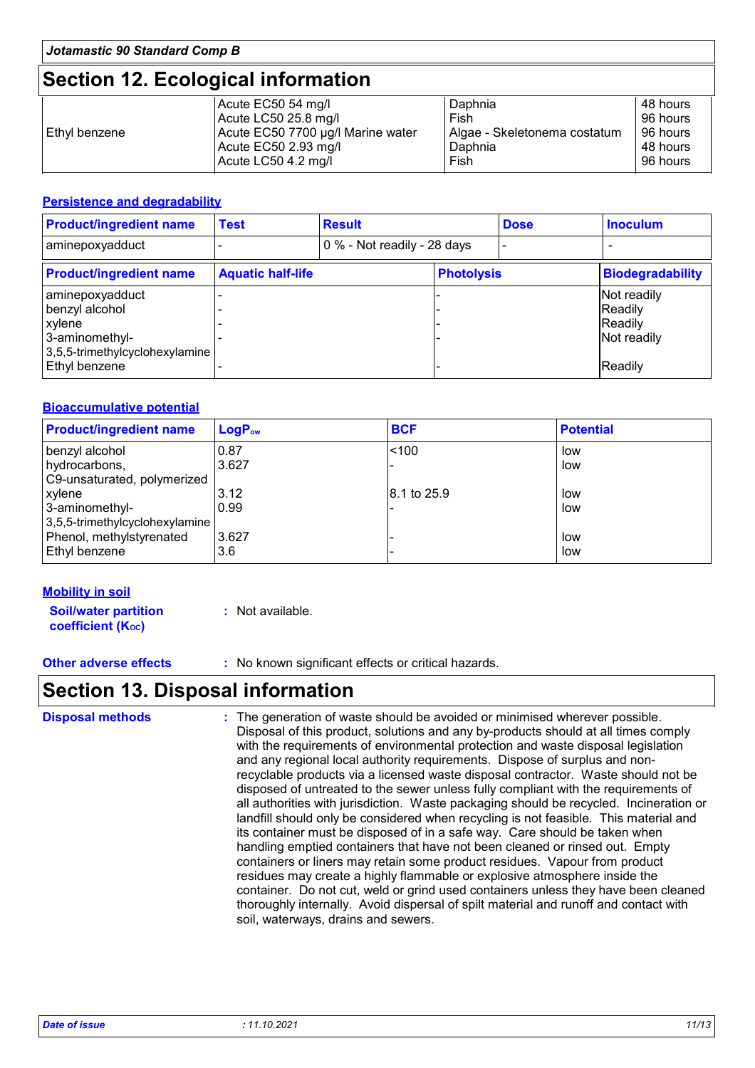## Section 12. Ecological information

| | | | |
|---|---|---|---|
| Ethyl benzene | Acute EC50 54 mg/l<br>Acute LC50 25.8 mg/l<br>Acute EC50 7700 µg/l Marine water<br>Acute EC50 2.93 mg/l<br>Acute LC50 4.2 mg/l | Daphnia<br>Fish<br>Algae - Skeletonema costatum<br>Daphnia<br>Fish | 48 hours<br>96 hours<br>96 hours<br>48 hours<br>96 hours |

### Persistence and degradability

| Product/ingredient name | Test | Result | Dose | Inoculum |
|---|---|---|---|---|
| aminepoxyadduct | - | 0 % - Not readily - 28 days | - | - |

| Product/ingredient name | Aquatic half-life | Photolysis | Biodegradability |
|---|---|---|---|
| aminepoxyadduct | - | - | Not readily |
| benzyl alcohol | - | - | Readily |
| xylene | - | - | Readily |
| 3-aminomethyl-3,5,5-trimethylcyclohexylamine | - | - | Not readily |
| Ethyl benzene | - | - | Readily |

### Bioaccumulative potential

| Product/ingredient name | $LogP_{ow}$ | BCF | Potential |
|---|---|---|---|
| benzyl alcohol | 0.87 | <100 | low |
| hydrocarbons, C9-unsaturated, polymerized | 3.627 | - | low |
| xylene | 3.12 | 8.1 to 25.9 | low |
| 3-aminomethyl-3,5,5-trimethylcyclohexylamine | 0.99 | - | low |
| Phenol, methylstyrenated | 3.627 | - | low |
| Ethyl benzene | 3.6 | - | low |

### Mobility in soil

**Soil/water partition coefficient ($K_{OC}$)** : Not available.

**Other adverse effects** : No known significant effects or critical hazards.

## Section 13. Disposal information

**Disposal methods** : The generation of waste should be avoided or minimised wherever possible. Disposal of this product, solutions and any by-products should at all times comply with the requirements of environmental protection and waste disposal legislation and any regional local authority requirements. Dispose of surplus and non-recyclable products via a licensed waste disposal contractor. Waste should not be disposed of untreated to the sewer unless fully compliant with the requirements of all authorities with jurisdiction. Waste packaging should be recycled. Incineration or landfill should only be considered when recycling is not feasible. This material and its container must be disposed of in a safe way. Care should be taken when handling emptied containers that have not been cleaned or rinsed out. Empty containers or liners may retain some product residues. Vapour from product residues may create a highly flammable or explosive atmosphere inside the container. Do not cut, weld or grind used containers unless they have been cleaned thoroughly internally. Avoid dispersal of spilt material and runoff and contact with soil, waterways, drains and sewers.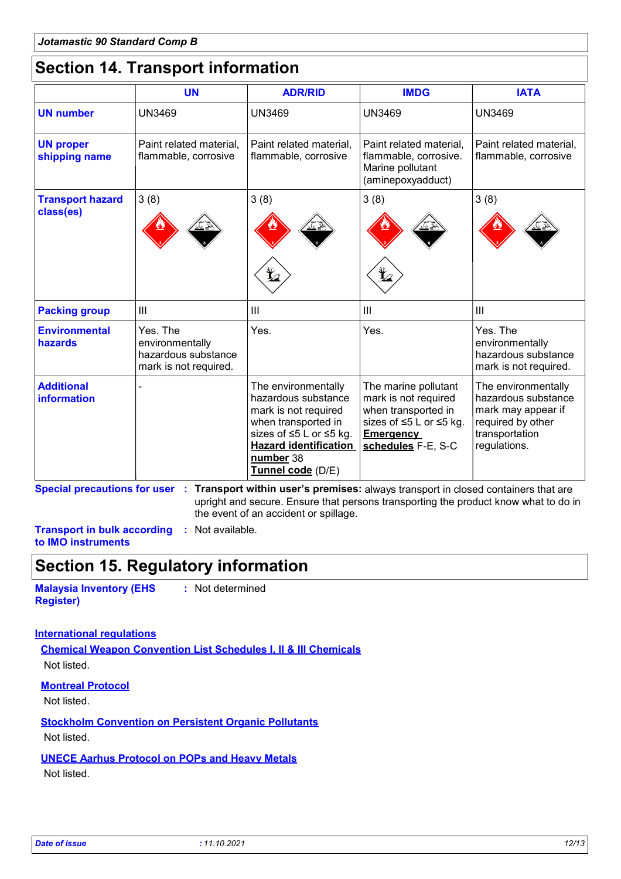# Section 14. Transport information

| | UN | ADR/RID | IMDG | IATA |
|---|---|---|---|---|
| **UN number** | UN3469 | UN3469 | UN3469 | UN3469 |
| **UN proper shipping name** | Paint related material, flammable, corrosive | Paint related material, flammable, corrosive | Paint related material, flammable, corrosive. Marine pollutant (aminepoxyadduct) | Paint related material, flammable, corrosive |
| **Transport hazard class(es)** | 3 (8) | 3 (8) | 3 (8) | 3 (8) |
| **Packing group** | III | III | III | III |
| **Environmental hazards** | Yes. The environmentally hazardous substance mark is not required. | Yes. | Yes. | Yes. The environmentally hazardous substance mark is not required. |
| **Additional information** | - | The environmentally hazardous substance mark is not required when transported in sizes of ≤5 L or ≤5 kg. **Hazard identification number** 38 **Tunnel code** (D/E) | The marine pollutant mark is not required when transported in sizes of ≤5 L or ≤5 kg. **Emergency schedules** F-E, S-C | The environmentally hazardous substance mark may appear if required by other transportation regulations. |

**Special precautions for user** : **Transport within user's premises:** always transport in closed containers that are upright and secure. Ensure that persons transporting the product know what to do in the event of an accident or spillage.

**Transport in bulk according to IMO instruments** : Not available.

# Section 15. Regulatory information

**Malaysia Inventory (EHS Register)** : Not determined

**International regulations**

**Chemical Weapon Convention List Schedules I, II & III Chemicals**

Not listed.

**Montreal Protocol**

Not listed.

**Stockholm Convention on Persistent Organic Pollutants**

Not listed.

**UNECE Aarhus Protocol on POPs and Heavy Metals**

Not listed.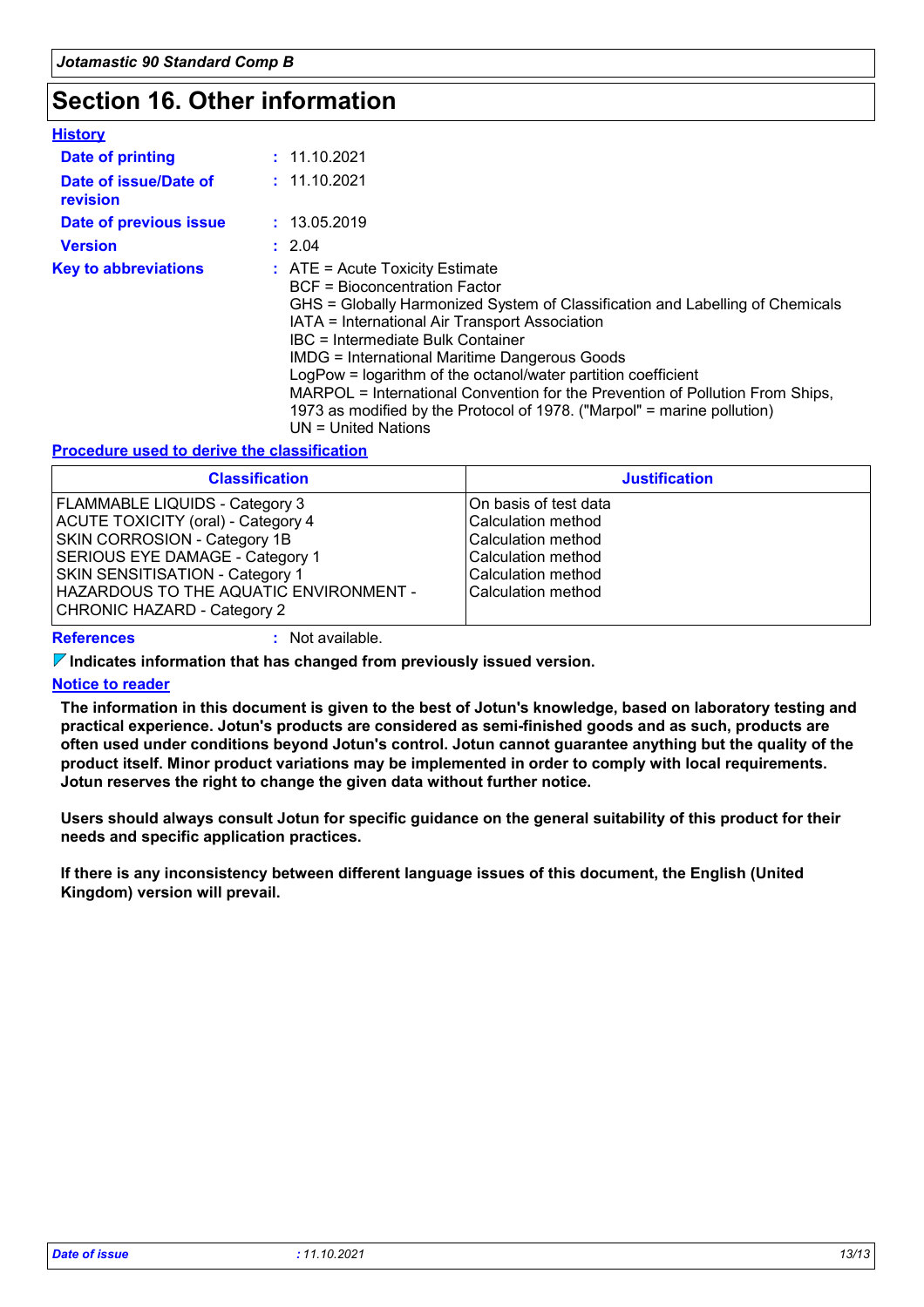## Section 16. Other information

**History**

**Date of printing** : 11.10.2021

**Date of issue/Date of revision** : 11.10.2021

**Date of previous issue** : 13.05.2019

**Version** : 2.04

**Key to abbreviations** :
ATE = Acute Toxicity Estimate
BCF = Bioconcentration Factor
GHS = Globally Harmonized System of Classification and Labelling of Chemicals
IATA = International Air Transport Association
IBC = Intermediate Bulk Container
IMDG = International Maritime Dangerous Goods
LogPow = logarithm of the octanol/water partition coefficient
MARPOL = International Convention for the Prevention of Pollution From Ships, 1973 as modified by the Protocol of 1978. ("Marpol" = marine pollution)
UN = United Nations

**Procedure used to derive the classification**

| Classification | Justification |
|---|---|
| FLAMMABLE LIQUIDS - Category 3 | On basis of test data |
| ACUTE TOXICITY (oral) - Category 4 | Calculation method |
| SKIN CORROSION - Category 1B | Calculation method |
| SERIOUS EYE DAMAGE - Category 1 | Calculation method |
| SKIN SENSITISATION - Category 1 | Calculation method |
| HAZARDOUS TO THE AQUATIC ENVIRONMENT - CHRONIC HAZARD - Category 2 | Calculation method |

**References** : Not available.

**Indicates information that has changed from previously issued version.**

**Notice to reader**

**The information in this document is given to the best of Jotun's knowledge, based on laboratory testing and practical experience. Jotun's products are considered as semi-finished goods and as such, products are often used under conditions beyond Jotun's control. Jotun cannot guarantee anything but the quality of the product itself. Minor product variations may be implemented in order to comply with local requirements. Jotun reserves the right to change the given data without further notice.**

**Users should always consult Jotun for specific guidance on the general suitability of this product for their needs and specific application practices.**

**If there is any inconsistency between different language issues of this document, the English (United Kingdom) version will prevail.**